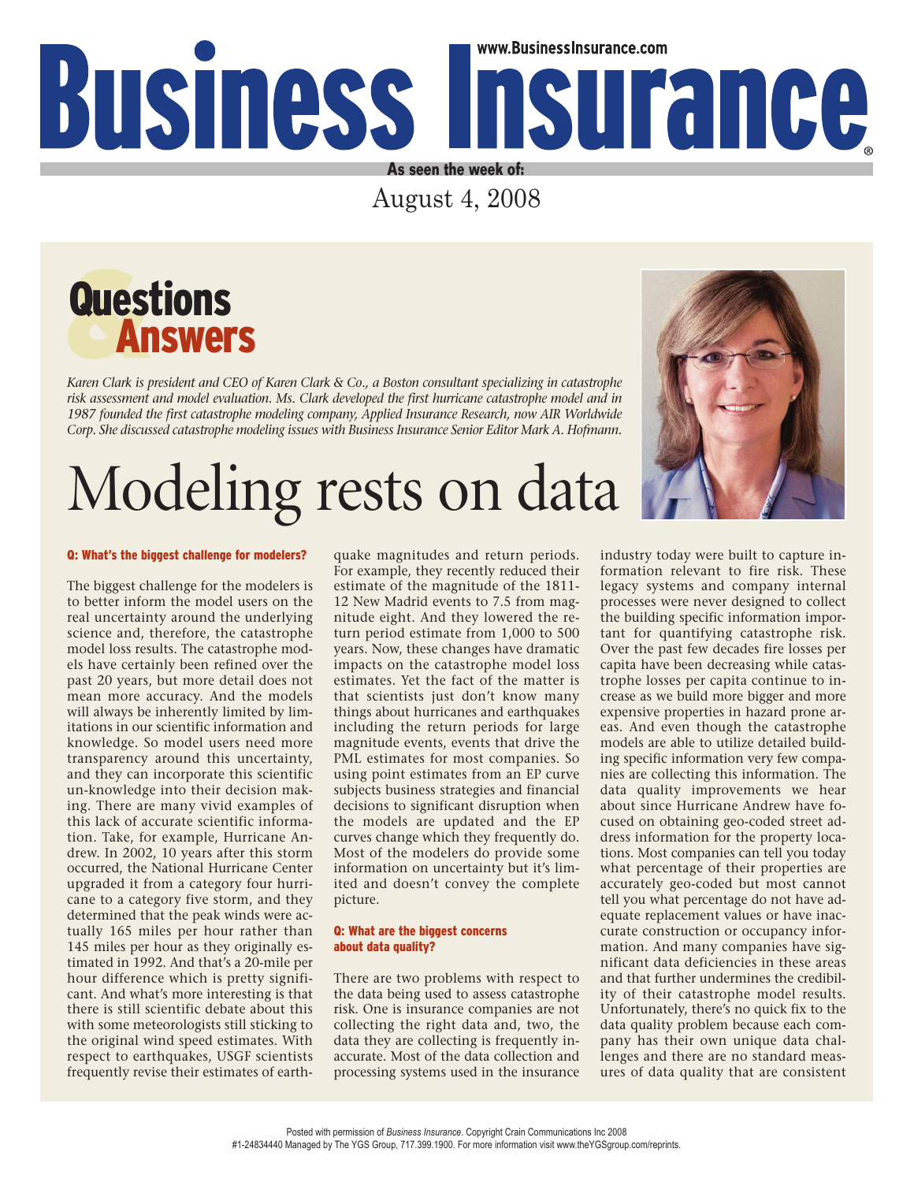# Business Insurance

www.BusinessInsurance.com

As seen the week of:

August 4, 2008

## Questions & Answers

*Karen Clark is president and CEO of Karen Clark & Co., a Boston consultant specializing in catastrophe risk assessment and model evaluation. Ms. Clark developed the first hurricane catastrophe model and in 1987 founded the first catastrophe modeling company, Applied Insurance Research, now AIR Worldwide Corp. She discussed catastrophe modeling issues with Business Insurance Senior Editor Mark A. Hofmann.*

# Modeling rests on data

**Q: What's the biggest challenge for modelers?**

The biggest challenge for the modelers is to better inform the model users on the real uncertainty around the underlying science and, therefore, the catastrophe model loss results. The catastrophe models have certainly been refined over the past 20 years, but more detail does not mean more accuracy. And the models will always be inherently limited by limitations in our scientific information and knowledge. So model users need more transparency around this uncertainty, and they can incorporate this scientific un-knowledge into their decision making. There are many vivid examples of this lack of accurate scientific information. Take, for example, Hurricane Andrew. In 2002, 10 years after this storm occurred, the National Hurricane Center upgraded it from a category four hurricane to a category five storm, and they determined that the peak winds were actually 165 miles per hour rather than 145 miles per hour as they originally estimated in 1992. And that's a 20-mile per hour difference which is pretty significant. And what's more interesting is that there is still scientific debate about this with some meteorologists still sticking to the original wind speed estimates. With respect to earthquakes, USGF scientists frequently revise their estimates of earthquake magnitudes and return periods. For example, they recently reduced their estimate of the magnitude of the 1811-12 New Madrid events to 7.5 from magnitude eight. And they lowered the return period estimate from 1,000 to 500 years. Now, these changes have dramatic impacts on the catastrophe model loss estimates. Yet the fact of the matter is that scientists just don't know many things about hurricanes and earthquakes including the return periods for large magnitude events, events that drive the PML estimates for most companies. So using point estimates from an EP curve subjects business strategies and financial decisions to significant disruption when the models are updated and the EP curves change which they frequently do. Most of the modelers do provide some information on uncertainty but it's limited and doesn't convey the complete picture.

**Q: What are the biggest concerns about data quality?**

There are two problems with respect to the data being used to assess catastrophe risk. One is insurance companies are not collecting the right data and, two, the data they are collecting is frequently inaccurate. Most of the data collection and processing systems used in the insurance industry today were built to capture information relevant to fire risk. These legacy systems and company internal processes were never designed to collect the building specific information important for quantifying catastrophe risk. Over the past few decades fire losses per capita have been decreasing while catastrophe losses per capita continue to increase as we build more bigger and more expensive properties in hazard prone areas. And even though the catastrophe models are able to utilize detailed building specific information very few companies are collecting this information. The data quality improvements we hear about since Hurricane Andrew have focused on obtaining geo-coded street address information for the property locations. Most companies can tell you today what percentage of their properties are accurately geo-coded but most cannot tell you what percentage do not have adequate replacement values or have inaccurate construction or occupancy information. And many companies have significant data deficiencies in these areas and that further undermines the credibility of their catastrophe model results. Unfortunately, there's no quick fix to the data quality problem because each company has their own unique data challenges and there are no standard measures of data quality that are consistent

Posted with permission of *Business Insurance*. Copyright Crain Communications Inc 2008
#1-24834440 Managed by The YGS Group, 717.399.1900. For more information visit www.theYGSgroup.com/reprints.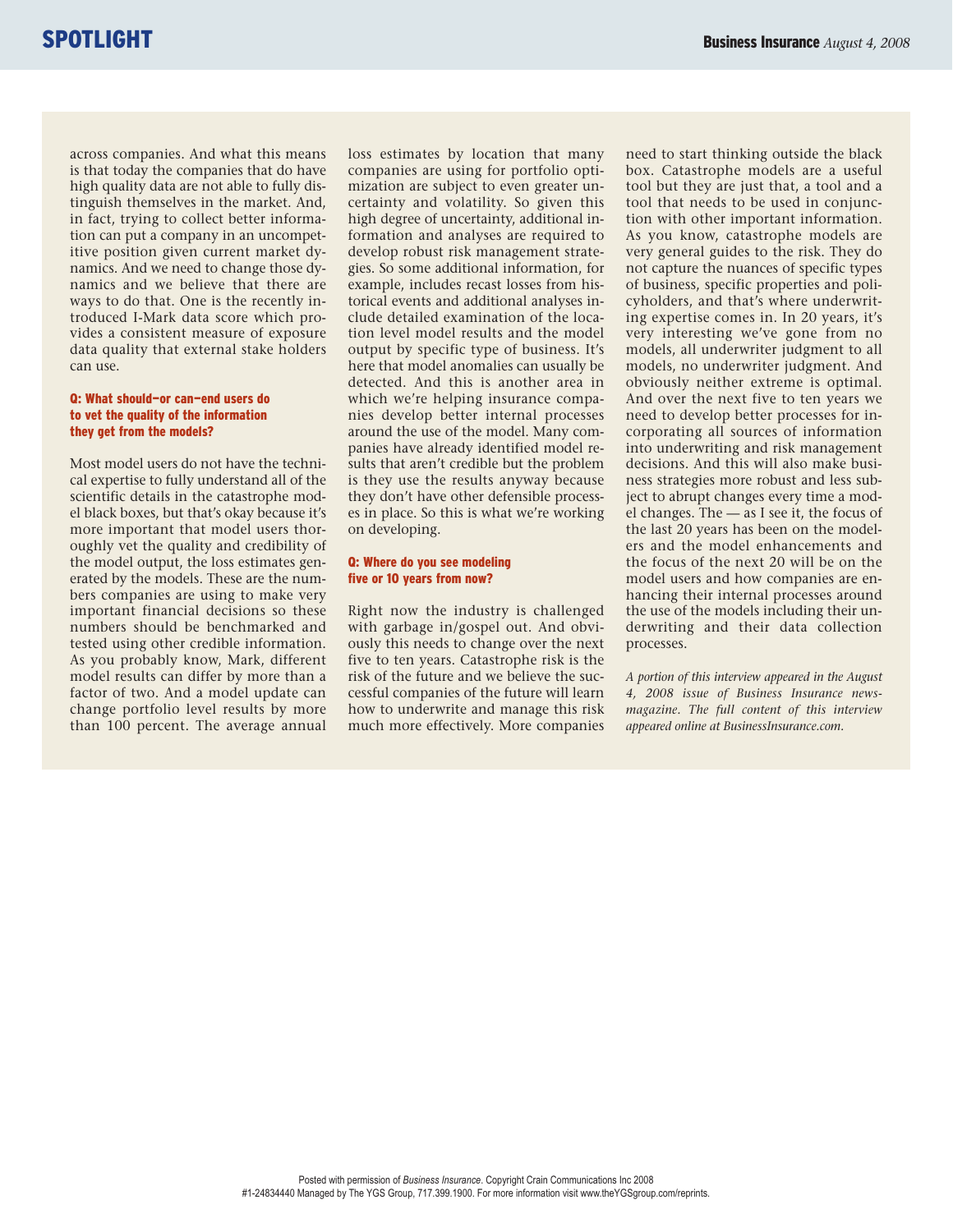across companies. And what this means is that today the companies that do have high quality data are not able to fully distinguish themselves in the market. And, in fact, trying to collect better information can put a company in an uncompetitive position given current market dynamics. And we need to change those dynamics and we believe that there are ways to do that. One is the recently introduced I-Mark data score which provides a consistent measure of exposure data quality that external stake holders can use.

**Q: What should—or can—end users do to vet the quality of the information they get from the models?**

Most model users do not have the technical expertise to fully understand all of the scientific details in the catastrophe model black boxes, but that's okay because it's more important that model users thoroughly vet the quality and credibility of the model output, the loss estimates generated by the models. These are the numbers companies are using to make very important financial decisions so these numbers should be benchmarked and tested using other credible information. As you probably know, Mark, different model results can differ by more than a factor of two. And a model update can change portfolio level results by more than 100 percent. The average annual loss estimates by location that many companies are using for portfolio optimization are subject to even greater uncertainty and volatility. So given this high degree of uncertainty, additional information and analyses are required to develop robust risk management strategies. So some additional information, for example, includes recast losses from historical events and additional analyses include detailed examination of the location level model results and the model output by specific type of business. It's here that model anomalies can usually be detected. And this is another area in which we're helping insurance companies develop better internal processes around the use of the model. Many companies have already identified model results that aren't credible but the problem is they use the results anyway because they don't have other defensible processes in place. So this is what we're working on developing.

**Q: Where do you see modeling five or 10 years from now?**

Right now the industry is challenged with garbage in/gospel out. And obviously this needs to change over the next five to ten years. Catastrophe risk is the risk of the future and we believe the successful companies of the future will learn how to underwrite and manage this risk much more effectively. More companies need to start thinking outside the black box. Catastrophe models are a useful tool but they are just that, a tool and a tool that needs to be used in conjunction with other important information. As you know, catastrophe models are very general guides to the risk. They do not capture the nuances of specific types of business, specific properties and policyholders, and that's where underwriting expertise comes in. In 20 years, it's very interesting we've gone from no models, all underwriter judgment to all models, no underwriter judgment. And obviously neither extreme is optimal. And over the next five to ten years we need to develop better processes for incorporating all sources of information into underwriting and risk management decisions. And this will also make business strategies more robust and less subject to abrupt changes every time a model changes. The — as I see it, the focus of the last 20 years has been on the modelers and the model enhancements and the focus of the next 20 will be on the model users and how companies are enhancing their internal processes around the use of the models including their underwriting and their data collection processes.

*A portion of this interview appeared in the August 4, 2008 issue of Business Insurance newsmagazine. The full content of this interview appeared online at BusinessInsurance.com.*

Posted with permission of *Business Insurance*. Copyright Crain Communications Inc 2008
#1-24834440 Managed by The YGS Group, 717.399.1900. For more information visit www.theYGSgroup.com/reprints.